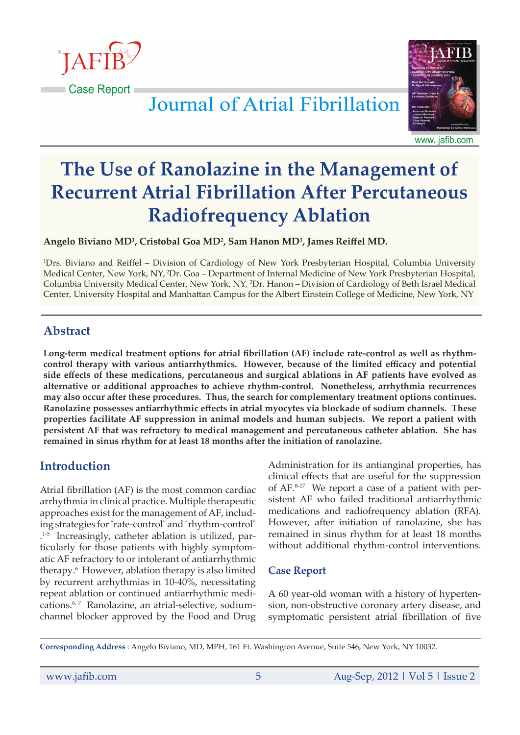Case Report

# The Use of Ranolazine in the Management of Recurrent Atrial Fibrillation After Percutaneous Radiofrequency Ablation

**Angelo Biviano MD[1], Cristobal Goa MD[2], Sam Hanon MD[3], James Reiffel MD.**

[1]Drs. Biviano and Reiffel – Division of Cardiology of New York Presbyterian Hospital, Columbia University Medical Center, New York, NY, [2]Dr. Goa – Department of Internal Medicine of New York Presbyterian Hospital, Columbia University Medical Center, New York, NY, [3]Dr. Hanon – Division of Cardiology of Beth Israel Medical Center, University Hospital and Manhattan Campus for the Albert Einstein College of Medicine, New York, NY

## Abstract

**Long-term medical treatment options for atrial fibrillation (AF) include rate-control as well as rhythm-control therapy with various antiarrhythmics. However, because of the limited efficacy and potential side effects of these medications, percutaneous and surgical ablations in AF patients have evolved as alternative or additional approaches to achieve rhythm-control. Nonetheless, arrhythmia recurrences may also occur after these procedures. Thus, the search for complementary treatment options continues. Ranolazine possesses antiarrhythmic effects in atrial myocytes via blockade of sodium channels. These properties facilitate AF suppression in animal models and human subjects. We report a patient with persistent AF that was refractory to medical management and percutaneous catheter ablation. She has remained in sinus rhythm for at least 18 months after the initiation of ranolazine.**

## Introduction

Atrial fibrillation (AF) is the most common cardiac arrhythmia in clinical practice. Multiple therapeutic approaches exist for the management of AF, including strategies for "rate-control" and "rhythm-control".[1-5] Increasingly, catheter ablation is utilized, particularly for those patients with highly symptomatic AF refractory to or intolerant of antiarrhythmic therapy.[6] However, ablation therapy is also limited by recurrent arrhythmias in 10-40%, necessitating repeat ablation or continued antiarrhythmic medications.[6, 7] Ranolazine, an atrial-selective, sodium-channel blocker approved by the Food and Drug Administration for its antianginal properties, has clinical effects that are useful for the suppression of AF.[8-17] We report a case of a patient with persistent AF who failed traditional antiarrhythmic medications and radiofrequency ablation (RFA). However, after initiation of ranolazine, she has remained in sinus rhythm for at least 18 months without additional rhythm-control interventions.

## Case Report

A 60 year-old woman with a history of hypertension, non-obstructive coronary artery disease, and symptomatic persistent atrial fibrillation of five

**Corresponding Address** : Angelo Biviano, MD, MPH, 161 Ft. Washington Avenue, Suite 546, New York, NY 10032.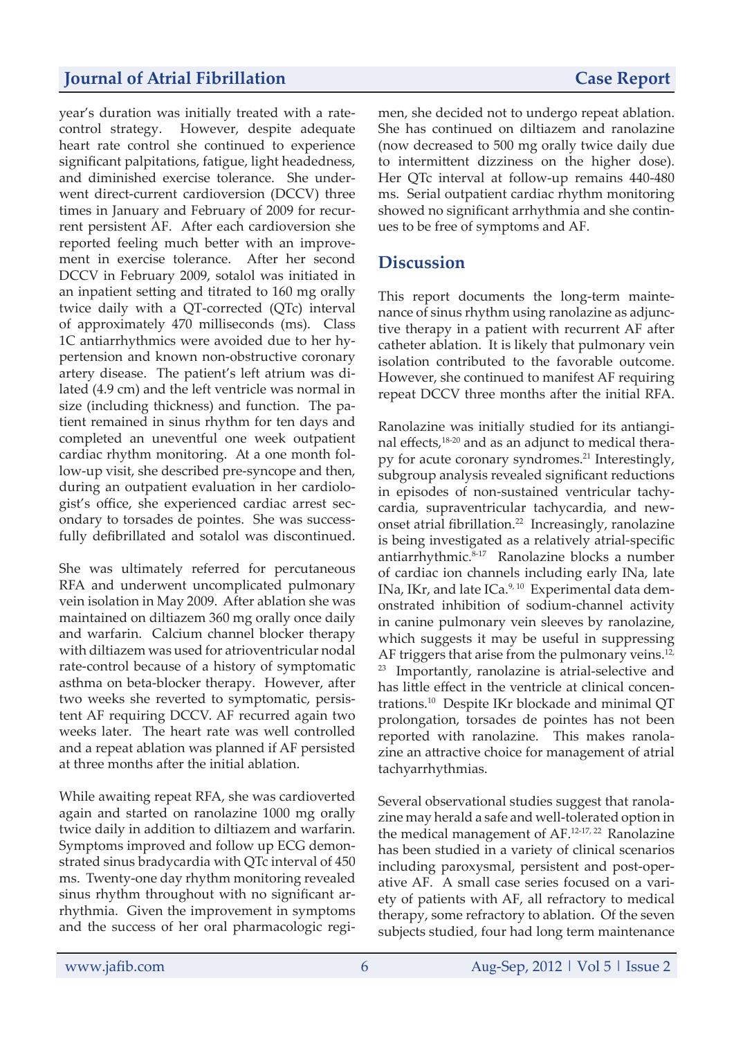year's duration was initially treated with a rate-control strategy. However, despite adequate heart rate control she continued to experience significant palpitations, fatigue, light headedness, and diminished exercise tolerance. She underwent direct-current cardioversion (DCCV) three times in January and February of 2009 for recurrent persistent AF. After each cardioversion she reported feeling much better with an improvement in exercise tolerance. After her second DCCV in February 2009, sotalol was initiated in an inpatient setting and titrated to 160 mg orally twice daily with a QT-corrected (QTc) interval of approximately 470 milliseconds (ms). Class 1C antiarrhythmics were avoided due to her hypertension and known non-obstructive coronary artery disease. The patient's left atrium was dilated (4.9 cm) and the left ventricle was normal in size (including thickness) and function. The patient remained in sinus rhythm for ten days and completed an uneventful one week outpatient cardiac rhythm monitoring. At a one month follow-up visit, she described pre-syncope and then, during an outpatient evaluation in her cardiologist's office, she experienced cardiac arrest secondary to torsades de pointes. She was successfully defibrillated and sotalol was discontinued.

She was ultimately referred for percutaneous RFA and underwent uncomplicated pulmonary vein isolation in May 2009. After ablation she was maintained on diltiazem 360 mg orally once daily and warfarin. Calcium channel blocker therapy with diltiazem was used for atrioventricular nodal rate-control because of a history of symptomatic asthma on beta-blocker therapy. However, after two weeks she reverted to symptomatic, persistent AF requiring DCCV. AF recurred again two weeks later. The heart rate was well controlled and a repeat ablation was planned if AF persisted at three months after the initial ablation.

While awaiting repeat RFA, she was cardioverted again and started on ranolazine 1000 mg orally twice daily in addition to diltiazem and warfarin. Symptoms improved and follow up ECG demonstrated sinus bradycardia with QTc interval of 450 ms. Twenty-one day rhythm monitoring revealed sinus rhythm throughout with no significant arrhythmia. Given the improvement in symptoms and the success of her oral pharmacologic regimen, she decided not to undergo repeat ablation. She has continued on diltiazem and ranolazine (now decreased to 500 mg orally twice daily due to intermittent dizziness on the higher dose). Her QTc interval at follow-up remains 440-480 ms. Serial outpatient cardiac rhythm monitoring showed no significant arrhythmia and she continues to be free of symptoms and AF.

## Discussion

This report documents the long-term maintenance of sinus rhythm using ranolazine as adjunctive therapy in a patient with recurrent AF after catheter ablation. It is likely that pulmonary vein isolation contributed to the favorable outcome. However, she continued to manifest AF requiring repeat DCCV three months after the initial RFA.

Ranolazine was initially studied for its antianginal effects,[18-20] and as an adjunct to medical therapy for acute coronary syndromes.[21] Interestingly, subgroup analysis revealed significant reductions in episodes of non-sustained ventricular tachycardia, supraventricular tachycardia, and new-onset atrial fibrillation.[22] Increasingly, ranolazine is being investigated as a relatively atrial-specific antiarrhythmic.[8-17] Ranolazine blocks a number of cardiac ion channels including early INa, late INa, IKr, and late ICa.[9, 10] Experimental data demonstrated inhibition of sodium-channel activity in canine pulmonary vein sleeves by ranolazine, which suggests it may be useful in suppressing AF triggers that arise from the pulmonary veins.[12, 23] Importantly, ranolazine is atrial-selective and has little effect in the ventricle at clinical concentrations.[10] Despite IKr blockade and minimal QT prolongation, torsades de pointes has not been reported with ranolazine. This makes ranolazine an attractive choice for management of atrial tachyarrhythmias.

Several observational studies suggest that ranolazine may herald a safe and well-tolerated option in the medical management of AF.[12-17, 22] Ranolazine has been studied in a variety of clinical scenarios including paroxysmal, persistent and post-operative AF. A small case series focused on a variety of patients with AF, all refractory to medical therapy, some refractory to ablation. Of the seven subjects studied, four had long term maintenance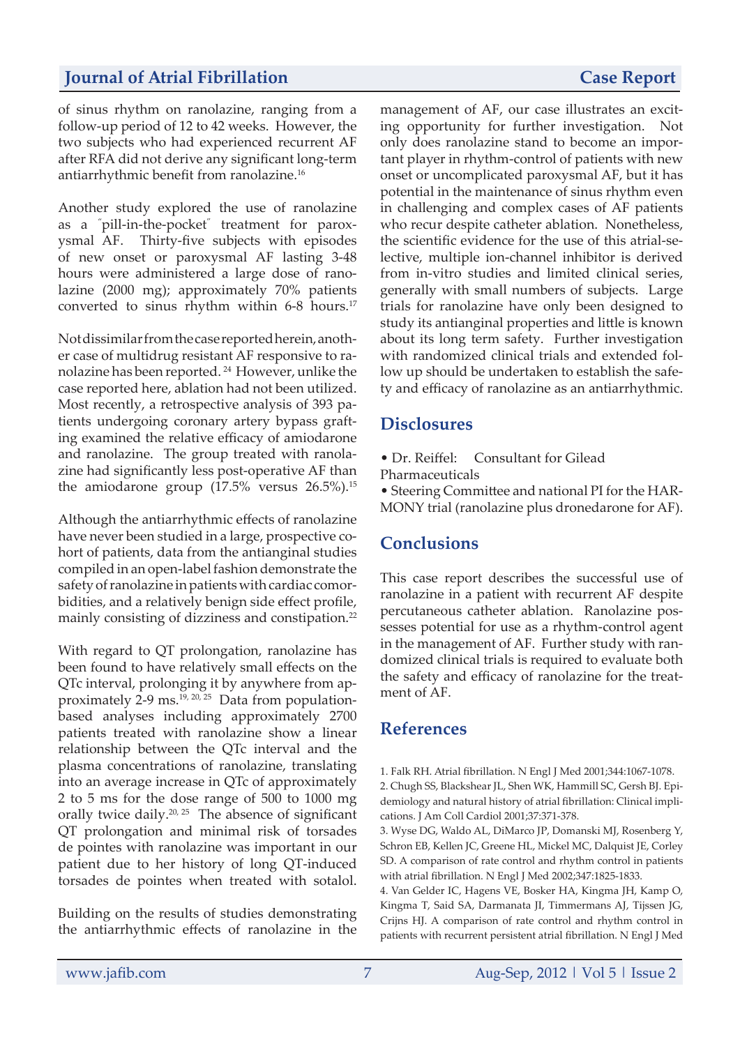of sinus rhythm on ranolazine, ranging from a follow-up period of 12 to 42 weeks. However, the two subjects who had experienced recurrent AF after RFA did not derive any significant long-term antiarrhythmic benefit from ranolazine.[16]

Another study explored the use of ranolazine as a "pill-in-the-pocket" treatment for paroxysmal AF. Thirty-five subjects with episodes of new onset or paroxysmal AF lasting 3-48 hours were administered a large dose of ranolazine (2000 mg); approximately 70% patients converted to sinus rhythm within 6-8 hours.[17]

Not dissimilar from the case reported herein, another case of multidrug resistant AF responsive to ranolazine has been reported.[24] However, unlike the case reported here, ablation had not been utilized. Most recently, a retrospective analysis of 393 patients undergoing coronary artery bypass grafting examined the relative efficacy of amiodarone and ranolazine. The group treated with ranolazine had significantly less post-operative AF than the amiodarone group (17.5% versus 26.5%).[15]

Although the antiarrhythmic effects of ranolazine have never been studied in a large, prospective cohort of patients, data from the antianginal studies compiled in an open-label fashion demonstrate the safety of ranolazine in patients with cardiac comorbidities, and a relatively benign side effect profile, mainly consisting of dizziness and constipation.[22]

With regard to QT prolongation, ranolazine has been found to have relatively small effects on the QTc interval, prolonging it by anywhere from approximately 2-9 ms.[19, 20, 25] Data from population-based analyses including approximately 2700 patients treated with ranolazine show a linear relationship between the QTc interval and the plasma concentrations of ranolazine, translating into an average increase in QTc of approximately 2 to 5 ms for the dose range of 500 to 1000 mg orally twice daily.[20, 25] The absence of significant QT prolongation and minimal risk of torsades de pointes with ranolazine was important in our patient due to her history of long QT-induced torsades de pointes when treated with sotalol.

Building on the results of studies demonstrating the antiarrhythmic effects of ranolazine in the management of AF, our case illustrates an exciting opportunity for further investigation. Not only does ranolazine stand to become an important player in rhythm-control of patients with new onset or uncomplicated paroxysmal AF, but it has potential in the maintenance of sinus rhythm even in challenging and complex cases of AF patients who recur despite catheter ablation. Nonetheless, the scientific evidence for the use of this atrial-selective, multiple ion-channel inhibitor is derived from in-vitro studies and limited clinical series, generally with small numbers of subjects. Large trials for ranolazine have only been designed to study its antianginal properties and little is known about its long term safety. Further investigation with randomized clinical trials and extended follow up should be undertaken to establish the safety and efficacy of ranolazine as an antiarrhythmic.

## Disclosures

- Dr. Reiffel: Consultant for Gilead Pharmaceuticals
- Steering Committee and national PI for the HARMONY trial (ranolazine plus dronedarone for AF).

## Conclusions

This case report describes the successful use of ranolazine in a patient with recurrent AF despite percutaneous catheter ablation. Ranolazine possesses potential for use as a rhythm-control agent in the management of AF. Further study with randomized clinical trials is required to evaluate both the safety and efficacy of ranolazine for the treatment of AF.

## References

1. Falk RH. Atrial fibrillation. N Engl J Med 2001;344:1067-1078.
2. Chugh SS, Blackshear JL, Shen WK, Hammill SC, Gersh BJ. Epidemiology and natural history of atrial fibrillation: Clinical implications. J Am Coll Cardiol 2001;37:371-378.
3. Wyse DG, Waldo AL, DiMarco JP, Domanski MJ, Rosenberg Y, Schron EB, Kellen JC, Greene HL, Mickel MC, Dalquist JE, Corley SD. A comparison of rate control and rhythm control in patients with atrial fibrillation. N Engl J Med 2002;347:1825-1833.
4. Van Gelder IC, Hagens VE, Bosker HA, Kingma JH, Kamp O, Kingma T, Said SA, Darmanata JI, Timmermans AJ, Tijssen JG, Crijns HJ. A comparison of rate control and rhythm control in patients with recurrent persistent atrial fibrillation. N Engl J Med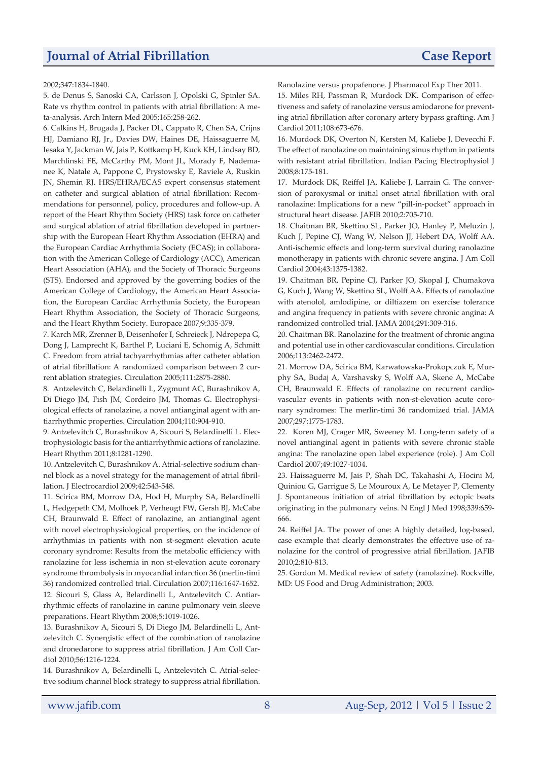2002;347:1834-1840.

5. de Denus S, Sanoski CA, Carlsson J, Opolski G, Spinler SA. Rate vs rhythm control in patients with atrial fibrillation: A meta-analysis. Arch Intern Med 2005;165:258-262.

6. Calkins H, Brugada J, Packer DL, Cappato R, Chen SA, Crijns HJ, Damiano RJ, Jr., Davies DW, Haines DE, Haissaguerre M, Iesaka Y, Jackman W, Jais P, Kottkamp H, Kuck KH, Lindsay BD, Marchlinski FE, McCarthy PM, Mont JL, Morady F, Nademanee K, Natale A, Pappone C, Prystowsky E, Raviele A, Ruskin JN, Shemin RJ. HRS/EHRA/ECAS expert consensus statement on catheter and surgical ablation of atrial fibrillation: Recommendations for personnel, policy, procedures and follow-up. A report of the Heart Rhythm Society (HRS) task force on catheter and surgical ablation of atrial fibrillation developed in partnership with the European Heart Rhythm Association (EHRA) and the European Cardiac Arrhythmia Society (ECAS); in collaboration with the American College of Cardiology (ACC), American Heart Association (AHA), and the Society of Thoracic Surgeons (STS). Endorsed and approved by the governing bodies of the American College of Cardiology, the American Heart Association, the European Cardiac Arrhythmia Society, the European Heart Rhythm Association, the Society of Thoracic Surgeons, and the Heart Rhythm Society. Europace 2007;9:335-379.

7. Karch MR, Zrenner B, Deisenhofer I, Schreieck J, Ndrepepa G, Dong J, Lamprecht K, Barthel P, Luciani E, Schomig A, Schmitt C. Freedom from atrial tachyarrhythmias after catheter ablation of atrial fibrillation: A randomized comparison between 2 current ablation strategies. Circulation 2005;111:2875-2880.

8. Antzelevitch C, Belardinelli L, Zygmunt AC, Burashnikov A, Di Diego JM, Fish JM, Cordeiro JM, Thomas G. Electrophysiological effects of ranolazine, a novel antianginal agent with antiarrhythmic properties. Circulation 2004;110:904-910.

9. Antzelevitch C, Burashnikov A, Sicouri S, Belardinelli L. Electrophysiologic basis for the antiarrhythmic actions of ranolazine. Heart Rhythm 2011;8:1281-1290.

10. Antzelevitch C, Burashnikov A. Atrial-selective sodium channel block as a novel strategy for the management of atrial fibrillation. J Electrocardiol 2009;42:543-548.

11. Scirica BM, Morrow DA, Hod H, Murphy SA, Belardinelli L, Hedgepeth CM, Molhoek P, Verheugt FW, Gersh BJ, McCabe CH, Braunwald E. Effect of ranolazine, an antianginal agent with novel electrophysiological properties, on the incidence of arrhythmias in patients with non st-segment elevation acute coronary syndrome: Results from the metabolic efficiency with ranolazine for less ischemia in non st-elevation acute coronary syndrome thrombolysis in myocardial infarction 36 (merlin-timi 36) randomized controlled trial. Circulation 2007;116:1647-1652.

12. Sicouri S, Glass A, Belardinelli L, Antzelevitch C. Antiarrhythmic effects of ranolazine in canine pulmonary vein sleeve preparations. Heart Rhythm 2008;5:1019-1026.

13. Burashnikov A, Sicouri S, Di Diego JM, Belardinelli L, Antzelevitch C. Synergistic effect of the combination of ranolazine and dronedarone to suppress atrial fibrillation. J Am Coll Cardiol 2010;56:1216-1224.

14. Burashnikov A, Belardinelli L, Antzelevitch C. Atrial-selective sodium channel block strategy to suppress atrial fibrillation. Ranolazine versus propafenone. J Pharmacol Exp Ther 2011.

15. Miles RH, Passman R, Murdock DK. Comparison of effectiveness and safety of ranolazine versus amiodarone for preventing atrial fibrillation after coronary artery bypass grafting. Am J Cardiol 2011;108:673-676.

16. Murdock DK, Overton N, Kersten M, Kaliebe J, Devecchi F. The effect of ranolazine on maintaining sinus rhythm in patients with resistant atrial fibrillation. Indian Pacing Electrophysiol J 2008;8:175-181.

17. Murdock DK, Reiffel JA, Kaliebe J, Larrain G. The conversion of paroxysmal or initial onset atrial fibrillation with oral ranolazine: Implications for a new "pill-in-pocket" approach in structural heart disease. JAFIB 2010;2:705-710.

18. Chaitman BR, Skettino SL, Parker JO, Hanley P, Meluzin J, Kuch J, Pepine CJ, Wang W, Nelson JJ, Hebert DA, Wolff AA. Anti-ischemic effects and long-term survival during ranolazine monotherapy in patients with chronic severe angina. J Am Coll Cardiol 2004;43:1375-1382.

19. Chaitman BR, Pepine CJ, Parker JO, Skopal J, Chumakova G, Kuch J, Wang W, Skettino SL, Wolff AA. Effects of ranolazine with atenolol, amlodipine, or diltiazem on exercise tolerance and angina frequency in patients with severe chronic angina: A randomized controlled trial. JAMA 2004;291:309-316.

20. Chaitman BR. Ranolazine for the treatment of chronic angina and potential use in other cardiovascular conditions. Circulation 2006;113:2462-2472.

21. Morrow DA, Scirica BM, Karwatowska-Prokopczuk E, Murphy SA, Budaj A, Varshavsky S, Wolff AA, Skene A, McCabe CH, Braunwald E. Effects of ranolazine on recurrent cardiovascular events in patients with non-st-elevation acute coronary syndromes: The merlin-timi 36 randomized trial. JAMA 2007;297:1775-1783.

22. Koren MJ, Crager MR, Sweeney M. Long-term safety of a novel antianginal agent in patients with severe chronic stable angina: The ranolazine open label experience (role). J Am Coll Cardiol 2007;49:1027-1034.

23. Haissaguerre M, Jais P, Shah DC, Takahashi A, Hocini M, Quiniou G, Garrigue S, Le Mouroux A, Le Metayer P, Clementy J. Spontaneous initiation of atrial fibrillation by ectopic beats originating in the pulmonary veins. N Engl J Med 1998;339:659-666.

24. Reiffel JA. The power of one: A highly detailed, log-based, case example that clearly demonstrates the effective use of ranolazine for the control of progressive atrial fibrillation. JAFIB 2010;2:810-813.

25. Gordon M. Medical review of safety (ranolazine). Rockville, MD: US Food and Drug Administration; 2003.